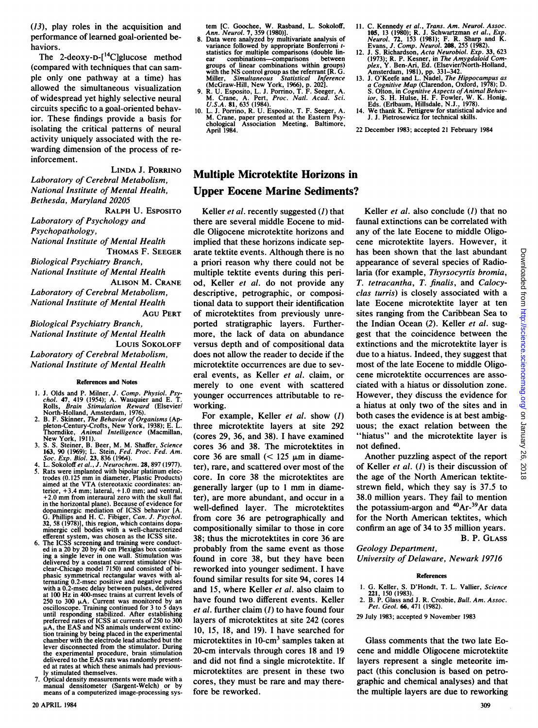(*13*), play roles in the acquisition and performance of learned goal-oriented behaviors.

The 2-deoxy-D-[$^{14}$C]glucose method (compared with techniques that can sample only one pathway at a time) has allowed the simultaneous visualization of widespread yet highly selective neural circuits specific to a goal-oriented behavior. These findings provide a basis for isolating the critical patterns of neural activity uniquely associated with the rewarding dimension of the process of reinforcement.

LINDA J. PORRINO
*Laboratory of Cerebral Metabolism, National Institute of Mental Health, Bethesda, Maryland 20205*

RALPH U. ESPOSITO
*Laboratory of Psychology and Psychopathology, National Institute of Mental Health*

THOMAS F. SEEGER
*Biological Psychiatry Branch, National Institute of Mental Health*

ALISON M. CRANE
*Laboratory of Cerebral Metabolism, National Institute of Mental Health*

AGU PERT
*Biological Psychiatry Branch, National Institute of Mental Health*

LOUIS SOKOLOFF
*Laboratory of Cerebral Metabolism, National Institute of Mental Health*

### References and Notes

1. J. Olds and P. Milner, *J. Comp. Physiol. Psychol.* **47**, 419 (1954); A. Wauquier and E. T. Rolls, *Brain Stimulation Reward* (Elsevier/North-Holland, Amsterdam, 1976).
2. B. F. Skinner, *The Behavior of Organisms* (Appleton-Century-Crofts, New York, 1938); E. L. Thorndike, *Animal Intelligence* (Macmillan, New York, 1911).
3. S. S. Steiner, B. Beer, M. M. Shaffer, *Science* **163**, 90 (1969); L. Stein, *Fed. Proc. Fed. Am. Soc. Exp. Biol.* **23**, 836 (1964).
4. L. Sokoloff *et al.*, *J. Neurochem.* **28**, 897 (1977).
5. Rats were implanted with bipolar platinum electrodes (0.125 mm in diameter, Plastic Products) aimed at the VTA (stereotaxic coordinates: anterior, +3.4 mm; lateral, +1.0 mm; and ventral, +2.0 mm from interaural zero with the skull flat in the horizontal plane). Because of evidence for dopaminergic mediation of ICSS behavior [A. G. Phillips and H. C. Fibiger, *Can. J. Psychol.* **32**, 58 (1978)], this region, which contains dopaminergic cell bodies with a well-characterized efferent system, was chosen as the ICSS site.
6. The ICSS screening and training were conducted in a 20 by 20 by 40 cm Plexiglas box containing a single lever in one wall. Stimulation was delivered by a constant current stimulator (Nuclear-Chicago model 7150) and consisted of biphasic symmetrical rectangular waves with alternating 0.2-msec positive and negative pulses with a 0.2-msec delay between pulses, delivered at 100 Hz in 400-msec trains at current levels of 250 to 300 μA. Current was monitored by an oscilloscope. Training continued for 3 to 5 days until responding stabilized. After establishing preferred rates of ICSS at currents of 250 to 300 μA, the EAS and NS animals underwent extinction training by being placed in the experimental chamber with the electrode lead attached but the lever disconnected from the stimulator. During the experimental procedure, brain stimulation delivered to the EAS rats was randomly presented at rates at which these animals had previously stimulated themselves.
7. Optical density measurements were made with a manual densitometer (Sargent-Welch) or by means of a computerized image-processing system [C. Goochee, W. Rasband, L. Sokoloff, *Ann. Neurol.* **7**, 359 (1980)].
8. Data were analyzed by multivariate analysis of variance followed by appropriate Bonferroni *t*-statistics for multiple comparisons (double linear combinations—comparisons between groups of linear combinations within groups) with the NS control group as the referrant [R. G. Miller, *Simultaneous Statistical Inference* (McGraw-Hill, New York, 1966), p. 202].
9. R. U. Esposito, L. J. Porrino, T. F. Seeger, A. M. Crane, A. Pert, *Proc. Natl. Acad. Sci. U.S.A.* **81**, 635 (1984).
10. L. J. Porrino, R. U. Esposito, T. F. Seeger, A. M. Crane, paper presented at the Eastern Psychological Association Meeting, Baltimore, April 1984.
11. C. Kennedy *et al.*, *Trans. Am. Neurol. Assoc.* **105**, 13 (1980); R. J. Schwartzman *et al.*, *Exp. Neurol.* **72**, 153 (1981); F. R. Sharp and K. Evans, *J. Comp. Neurol.* **208**, 255 (1982).
12. J. S. Richardson, *Acta Neurobiol. Exp.* **33**, 623 (1973); R. P. Kesner, in *The Amygdaloid Complex*, Y. Ben-Ari, Ed. (Elsevier/North-Holland, Amsterdam, 1981), pp. 331–342.
13. J. O'Keefe and L. Nadel, *The Hippocampus as a Cognitive Map* (Clarendon, Oxford, 1978); D. S. Olton, in *Cognitive Aspects of Animal Behavior*, S. H. Hulse, H. F. Fowler, W. K. Honig, Eds. (Erlbaum, Hillsdale, N.J., 1978).
14. We thank K. Pettigrew for statistical advice and J. J. Pietrosewicz for technical skills.

22 December 1983; accepted 21 February 1984

# Multiple Microtektite Horizons in Upper Eocene Marine Sediments?

Keller *et al.* recently suggested (*1*) that there are several middle Eocene to middle Oligocene microtektite horizons and implied that these horizons indicate separate tektite events. Although there is no a priori reason why there could not be multiple tektite events during this period, Keller *et al.* do not provide any descriptive, petrographic, or compositional data to support their identification of microtektites from previously unreported stratigraphic layers. Furthermore, the lack of data on abundance versus depth and of compositional data does not allow the reader to decide if the microtektite occurrences are due to several events, as Keller *et al.* claim, or merely to one event with scattered younger occurrences attributable to reworking.

For example, Keller *et al.* show (*1*) three microtektite layers at site 292 (cores 29, 36, and 38). I have examined cores 36 and 38. The microtektites in core 36 are small (< 125 μm in diameter), rare, and scattered over most of the core. In core 38 the microtektites are generally larger (up to 1 mm in diameter), are more abundant, and occur in a well-defined layer. The microtektites from core 36 are petrographically and compositionally similar to those in core 38; thus the microtektites in core 36 are probably from the same event as those found in core 38, but they have been reworked into younger sediment. I have found similar results for site 94, cores 14 and 15, where Keller *et al.* also claim to have found two different events. Keller *et al.* further claim (*1*) to have found four layers of microtektites at site 242 (cores 10, 15, 18, and 19). I have searched for microtektites in 10-cm$^3$ samples taken at 20-cm intervals through cores 18 and 19 and did not find a single microtektite. If microtektites are present in these two cores, they must be rare and may therefore be reworked.

Keller *et al.* also conclude (*1*) that no faunal extinctions can be correlated with any of the late Eocene to middle Oligocene microtektite layers. However, it has been shown that the last abundant appearance of several species of Radiolaria (for example, *Thyrsocyrtis bromia*, *T. tetracantha*, *T. finalis*, and *Calocyclas turris*) is closely associated with a late Eocene microtektite layer at ten sites ranging from the Caribbean Sea to the Indian Ocean (*2*). Keller *et al.* suggest that the coincidence between the extinctions and the microtektite layer is due to a hiatus. Indeed, they suggest that most of the late Eocene to middle Oligocene microtektite occurrences are associated with a hiatus or dissolution zone. However, they discuss the evidence for a hiatus at only two of the sites and in both cases the evidence is at best ambiguous; the exact relation between the "hiatus" and the microtektite layer is not defined.

Another puzzling aspect of the report of Keller *et al.* (*1*) is their discussion of the age of the North American tektite-strewn field, which they say is 37.5 to 38.0 million years. They fail to mention the potassium-argon and $^{40}$Ar-$^{39}$Ar data for the North American tektites, which confirm an age of 34 to 35 million years.

B. P. GLASS
*Geology Department, University of Delaware, Newark 19716*

### References

1. G. Keller, S. D'Hondt, T. L. Vallier, *Science* **221**, 150 (1983).
2. B. P. Glass and J. R. Crosbie, *Bull. Am. Assoc. Pet. Geol.* **66**, 471 (1982).

29 July 1983; accepted 9 November 1983

Glass comments that the two late Eocene and middle Oligocene microtektite layers represent a single meteorite impact (this conclusion is based on petrographic and chemical analyses) and that the multiple layers are due to reworking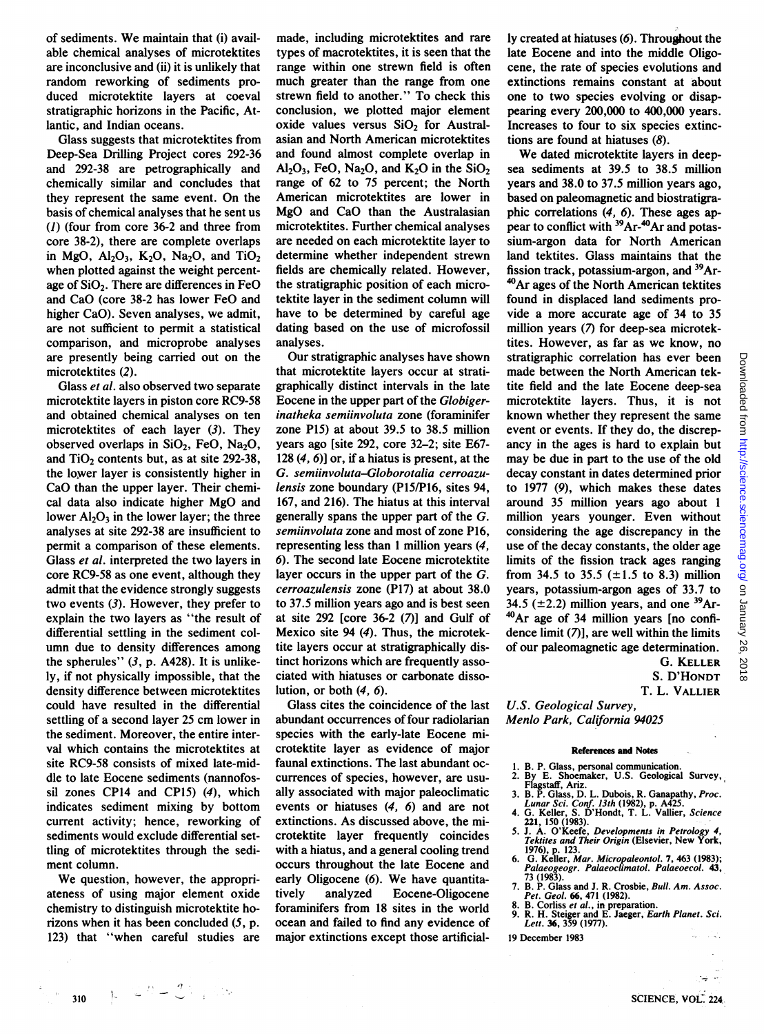of sediments. We maintain that (i) available chemical analyses of microtektites are inconclusive and (ii) it is unlikely that random reworking of sediments produced microtektite layers at coeval stratigraphic horizons in the Pacific, Atlantic, and Indian oceans.

Glass suggests that microtektites from Deep-Sea Drilling Project cores 292-36 and 292-38 are petrographically and chemically similar and concludes that they represent the same event. On the basis of chemical analyses that he sent us (*1*) (four from core 36-2 and three from core 38-2), there are complete overlaps in MgO, $Al_2O_3$, $K_2O$, $Na_2O$, and $TiO_2$ when plotted against the weight percentage of $SiO_2$. There are differences in FeO and CaO (core 38-2 has lower FeO and higher CaO). Seven analyses, we admit, are not sufficient to permit a statistical comparison, and microprobe analyses are presently being carried out on the microtektites (*2*).

Glass *et al.* also observed two separate microtektite layers in piston core RC9-58 and obtained chemical analyses on ten microtektites of each layer (*3*). They observed overlaps in $SiO_2$, FeO, $Na_2O$, and $TiO_2$ contents but, as at site 292-38, the lower layer is consistently higher in CaO than the upper layer. Their chemical data also indicate higher MgO and lower $Al_2O_3$ in the lower layer; the three analyses at site 292-38 are insufficient to permit a comparison of these elements. Glass *et al.* interpreted the two layers in core RC9-58 as one event, although they admit that the evidence strongly suggests two events (*3*). However, they prefer to explain the two layers as "the result of differential settling in the sediment column due to density differences among the spherules" (*3*, p. A428). It is unlikely, if not physically impossible, that the density difference between microtektites could have resulted in the differential settling of a second layer 25 cm lower in the sediment. Moreover, the entire interval which contains the microtektites at site RC9-58 consists of mixed late-middle to late Eocene sediments (nannofossil zones CP14 and CP15) (*4*), which indicates sediment mixing by bottom current activity; hence, reworking of sediments would exclude differential settling of microtektites through the sediment column.

We question, however, the appropriateness of using major element oxide chemistry to distinguish microtektite horizons when it has been concluded (*5*, p. 123) that "when careful studies are made, including microtektites and rare types of macrotektites, it is seen that the range within one strewn field is often much greater than the range from one strewn field to another." To check this conclusion, we plotted major element oxide values versus $SiO_2$ for Australasian and North American microtektites and found almost complete overlap in $Al_2O_3$, FeO, $Na_2O$, and $K_2O$ in the $SiO_2$ range of 62 to 75 percent; the North American microtektites are lower in MgO and CaO than the Australasian microtektites. Further chemical analyses are needed on each microtektite layer to determine whether independent strewn fields are chemically related. However, the stratigraphic position of each microtektite layer in the sediment column will have to be determined by careful age dating based on the use of microfossil analyses.

Our stratigraphic analyses have shown that microtektite layers occur at stratigraphically distinct intervals in the late Eocene in the upper part of the *Globigerinatheka semiinvoluta* zone (foraminifer zone P15) at about 39.5 to 38.5 million years ago [site 292, core 32-2; site E67-128 (*4*, *6*)] or, if a hiatus is present, at the *G. semiinvoluta*–*Globorotalia cerroazulensis* zone boundary (P15/P16, sites 94, 167, and 216). The hiatus at this interval generally spans the upper part of the *G. semiinvoluta* zone and most of zone P16, representing less than 1 million years (*4*, *6*). The second late Eocene microtektite layer occurs in the upper part of the *G. cerroazulensis* zone (P17) at about 38.0 to 37.5 million years ago and is best seen at site 292 [core 36-2 (*7*)] and Gulf of Mexico site 94 (*4*). Thus, the microtektite layers occur at stratigraphically distinct horizons which are frequently associated with hiatuses or carbonate dissolution, or both (*4*, *6*).

Glass cites the coincidence of the last abundant occurrences of four radiolarian species with the early-late Eocene microtektite layer as evidence of major faunal extinctions. The last abundant occurrences of species, however, are usually associated with major paleoclimatic events or hiatuses (*4*, *6*) and are not extinctions. As discussed above, the microtektite layer frequently coincides with a hiatus, and a general cooling trend occurs throughout the late Eocene and early Oligocene (*6*). We have quantitatively analyzed Eocene-Oligocene foraminifers from 18 sites in the world ocean and failed to find any evidence of major extinctions except those artificially created at hiatuses (*6*). Throughout the late Eocene and into the middle Oligocene, the rate of species evolutions and extinctions remains constant at about one to two species evolving or disappearing every 200,000 to 400,000 years. Increases to four to six species extinctions are found at hiatuses (*8*).

We dated microtektite layers in deep-sea sediments at 39.5 to 38.5 million years and 38.0 to 37.5 million years ago, based on paleomagnetic and biostratigraphic correlations (*4*, *6*). These ages appear to conflict with $^{39}Ar$-$^{40}Ar$ and potassium-argon data for North American land tektites. Glass maintains that the fission track, potassium-argon, and $^{39}Ar$-$^{40}Ar$ ages of the North American tektites found in displaced land sediments provide a more accurate age of 34 to 35 million years (*7*) for deep-sea microtektites. However, as far as we know, no stratigraphic correlation has ever been made between the North American tektite field and the late Eocene deep-sea microtektite layers. Thus, it is not known whether they represent the same event or events. If they do, the discrepancy in the ages is hard to explain but may be due in part to the use of the old decay constant in dates determined prior to 1977 (*9*), which makes these dates around 35 million years ago about 1 million years younger. Even without considering the age discrepancy in the use of the decay constants, the older age limits of the fission track ages ranging from 34.5 to 35.5 (±1.5 to 8.3) million years, potassium-argon ages of 33.7 to 34.5 (±2.2) million years, and one $^{39}Ar$-$^{40}Ar$ age of 34 million years [no confidence limit (*7*)], are well within the limits of our paleomagnetic age determination.

G. KELLER
S. D'HONDT
T. L. VALLIER

*U.S. Geological Survey, Menlo Park, California 94025*

**References and Notes**

1. B. P. Glass, personal communication.
2. By E. Shoemaker, U.S. Geological Survey, Flagstaff, Ariz.
3. B. P. Glass, D. L. Dubois, R. Ganapathy, *Proc. Lunar Sci. Conf. 13th* (1982), p. A425.
4. G. Keller, S. D'Hondt, T. L. Vallier, *Science* **221**, 150 (1983).
5. J. A. O'Keefe, *Developments in Petrology 4, Tektites and Their Origin* (Elsevier, New York, 1976), p. 123.
6. G. Keller, *Mar. Micropaleontol.* **7**, 463 (1983); *Palaeogeogr. Palaeoclimatol. Palaeoecol.* **43**, 73 (1983).
7. B. P. Glass and J. R. Crosbie, *Bull. Am. Assoc. Pet. Geol.* **66**, 471 (1982).
8. B. Corliss *et al.*, in preparation.
9. R. H. Steiger and E. Jaeger, *Earth Planet. Sci. Lett.* **36**, 359 (1977).

19 December 1983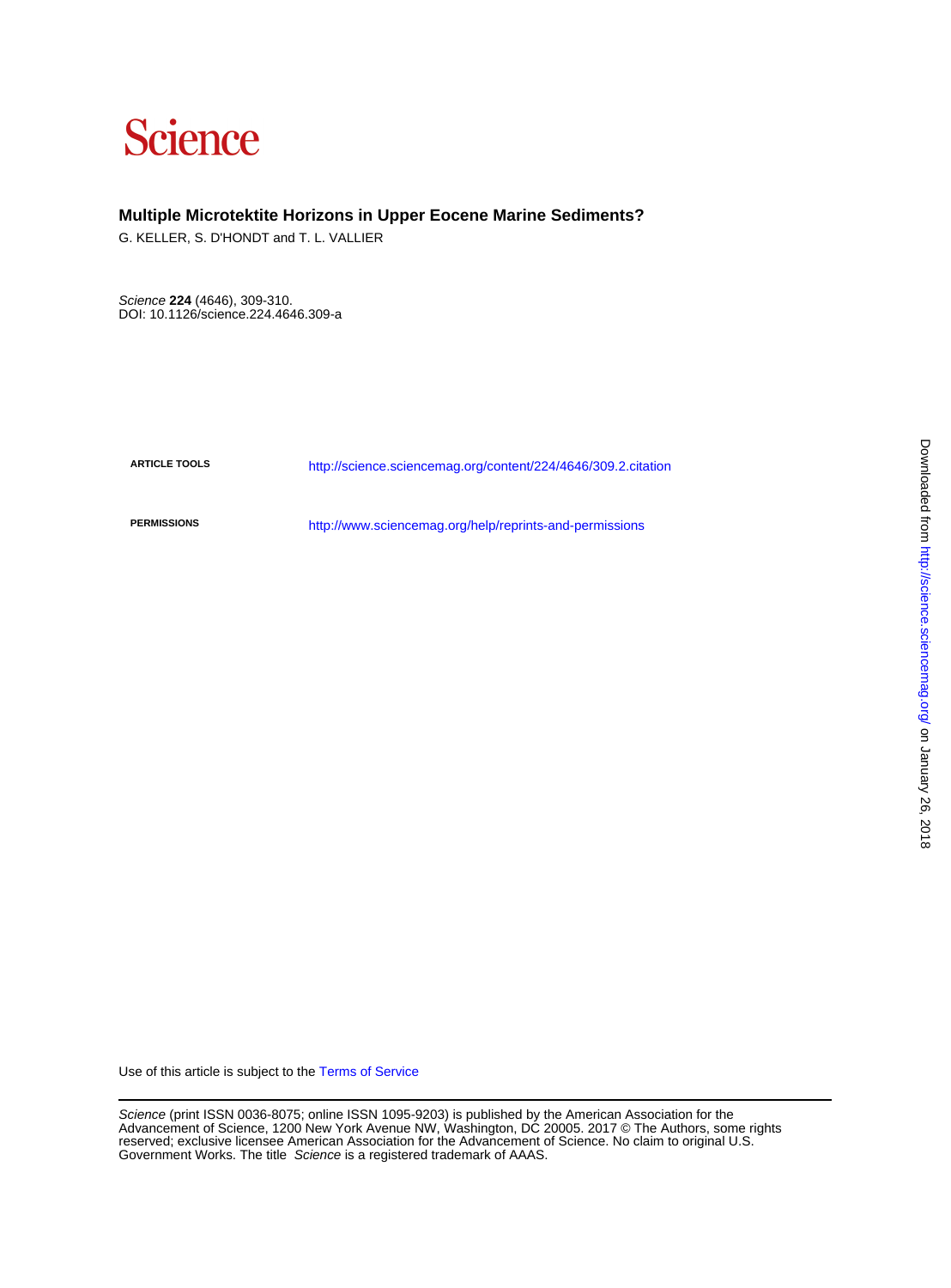# Science

## Multiple Microtektite Horizons in Upper Eocene Marine Sediments?

G. KELLER, S. D'HONDT and T. L. VALLIER

*Science* **224** (4646), 309-310.
DOI: 10.1126/science.224.4646.309-a

| | |
|---|---|
| **ARTICLE TOOLS** | http://science.sciencemag.org/content/224/4646/309.2.citation |
| **PERMISSIONS** | http://www.sciencemag.org/help/reprints-and-permissions |

Use of this article is subject to the Terms of Service

*Science* (print ISSN 0036-8075; online ISSN 1095-9203) is published by the American Association for the Advancement of Science, 1200 New York Avenue NW, Washington, DC 20005. 2017 © The Authors, some rights reserved; exclusive licensee American Association for the Advancement of Science. No claim to original U.S. Government Works. The title *Science* is a registered trademark of AAAS.

Downloaded from http://science.sciencemag.org/ on January 26, 2018